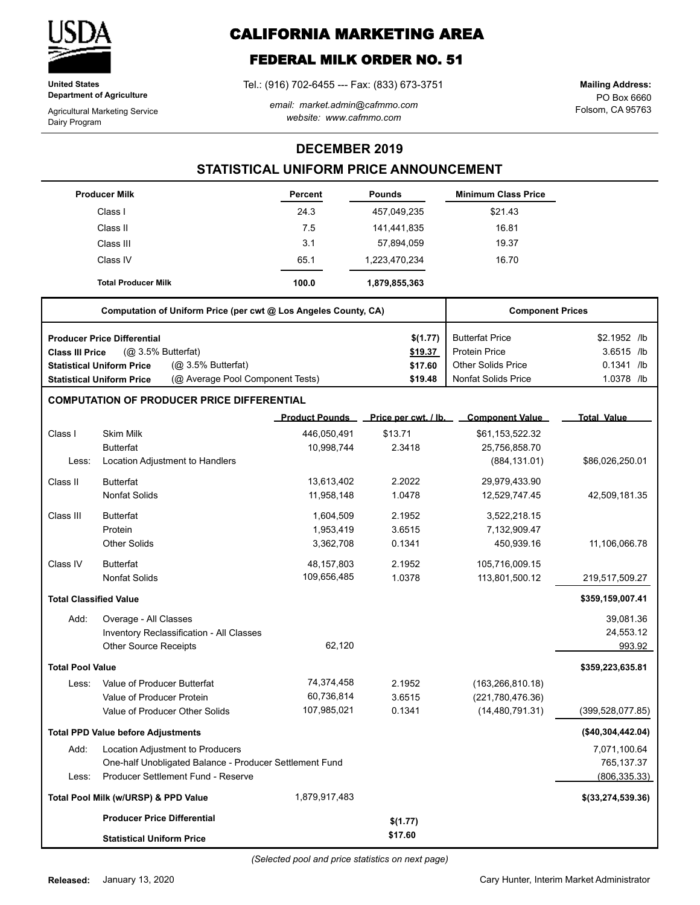**United States Department of Agriculture**

Agricultural Marketing Service
Dairy Program

# CALIFORNIA MARKETING AREA

## FEDERAL MILK ORDER NO. 51

Tel.: (916) 702-6455 --- Fax: (833) 673-3751

*email: market.admin@cafmmo.com*
*website: www.cafmmo.com*

**Mailing Address:**
PO Box 6660
Folsom, CA 95763

## DECEMBER 2019

## STATISTICAL UNIFORM PRICE ANNOUNCEMENT

| Producer Milk | Percent | Pounds | Minimum Class Price |
|---|---|---|---|
| Class I | 24.3 | 457,049,235 | $21.43 |
| Class II | 7.5 | 141,441,835 | 16.81 |
| Class III | 3.1 | 57,894,059 | 19.37 |
| Class IV | 65.1 | 1,223,470,234 | 16.70 |
| **Total Producer Milk** | **100.0** | **1,879,855,363** | |

| Computation of Uniform Price (per cwt @ Los Angeles County, CA) | | Component Prices | |
|---|---|---|---|
| **Producer Price Differential** | **$(1.77)** | Butterfat Price | $2.1952 /lb |
| **Class III Price** (@ 3.5% Butterfat) | **$19.37** | Protein Price | 3.6515 /lb |
| **Statistical Uniform Price** (@ 3.5% Butterfat) | **$17.60** | Other Solids Price | 0.1341 /lb |
| **Statistical Uniform Price** (@ Average Pool Component Tests) | **$19.48** | Nonfat Solids Price | 1.0378 /lb |

### COMPUTATION OF PRODUCER PRICE DIFFERENTIAL

| | | Product Pounds | Price per cwt. / lb. | Component Value | Total Value |
|---|---|---|---|---|---|
| Class I | Skim Milk | 446,050,491 | $13.71 | $61,153,522.32 | |
| | Butterfat | 10,998,744 | 2.3418 | 25,756,858.70 | |
| Less: | Location Adjustment to Handlers | | | (884,131.01) | $86,026,250.01 |
| Class II | Butterfat | 13,613,402 | 2.2022 | 29,979,433.90 | |
| | Nonfat Solids | 11,958,148 | 1.0478 | 12,529,747.45 | 42,509,181.35 |
| Class III | Butterfat | 1,604,509 | 2.1952 | 3,522,218.15 | |
| | Protein | 1,953,419 | 3.6515 | 7,132,909.47 | |
| | Other Solids | 3,362,708 | 0.1341 | 450,939.16 | 11,106,066.78 |
| Class IV | Butterfat | 48,157,803 | 2.1952 | 105,716,009.15 | |
| | Nonfat Solids | 109,656,485 | 1.0378 | 113,801,500.12 | 219,517,509.27 |
| **Total Classified Value** | | | | | **$359,159,007.41** |
| Add: | Overage - All Classes | | | | 39,081.36 |
| | Inventory Reclassification - All Classes | | | | 24,553.12 |
| | Other Source Receipts | 62,120 | | | 993.92 |
| **Total Pool Value** | | | | | **$359,223,635.81** |
| Less: | Value of Producer Butterfat | 74,374,458 | 2.1952 | (163,266,810.18) | |
| | Value of Producer Protein | 60,736,814 | 3.6515 | (221,780,476.36) | |
| | Value of Producer Other Solids | 107,985,021 | 0.1341 | (14,480,791.31) | (399,528,077.85) |
| **Total PPD Value before Adjustments** | | | | | **($40,304,442.04)** |
| Add: | Location Adjustment to Producers | | | | 7,071,100.64 |
| | One-half Unobligated Balance - Producer Settlement Fund | | | | 765,137.37 |
| Less: | Producer Settlement Fund - Reserve | | | | (806,335.33) |
| **Total Pool Milk (w/URSP) & PPD Value** | | 1,879,917,483 | | | **$(33,274,539.36)** |
| | **Producer Price Differential** | | **$(1.77)** | | |
| | **Statistical Uniform Price** | | **$17.60** | | |

*(Selected pool and price statistics on next page)*

**Released:** January 13, 2020

Cary Hunter, Interim Market Administrator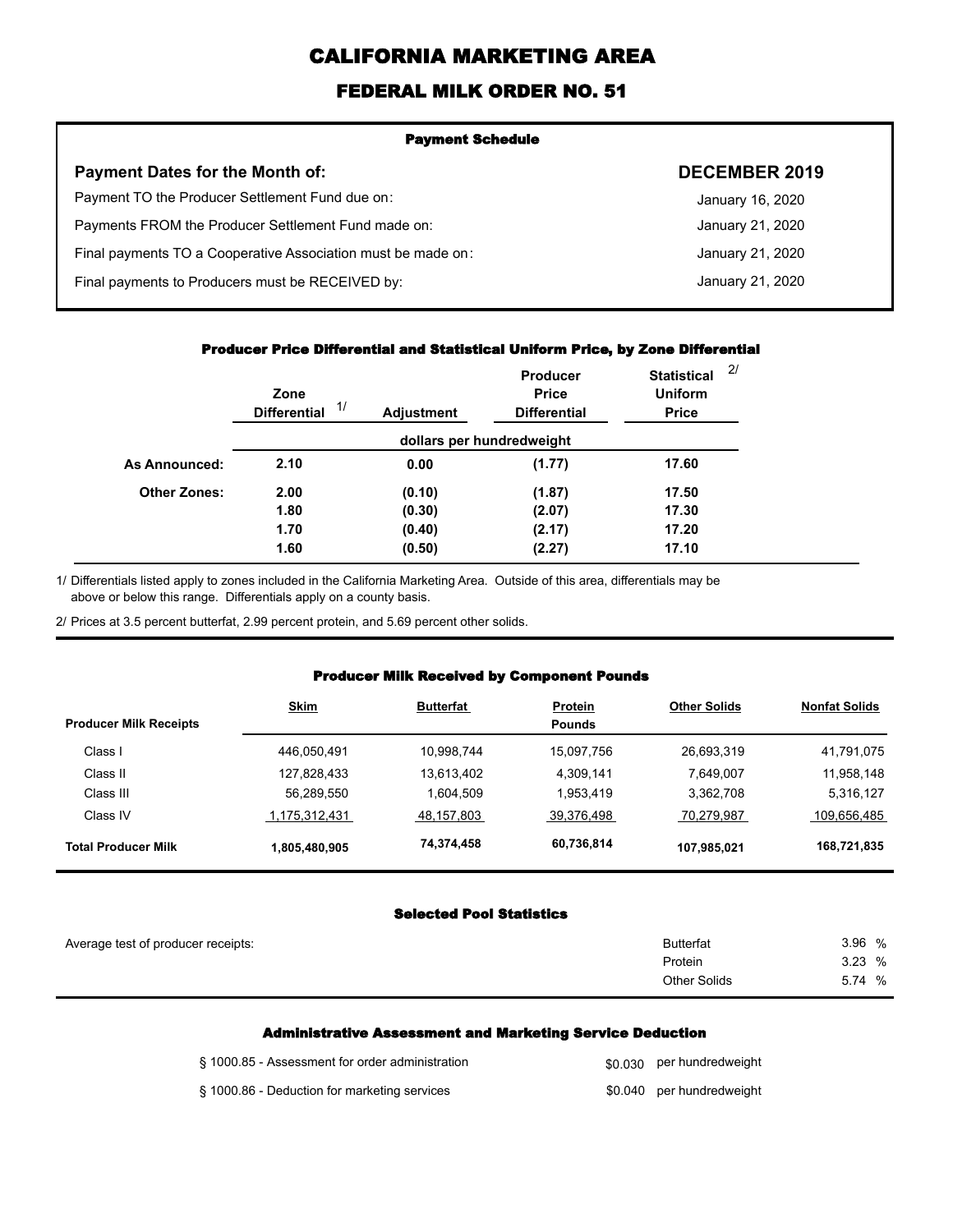# CALIFORNIA MARKETING AREA

## FEDERAL MILK ORDER NO. 51

### Payment Schedule

| Payment Dates for the Month of: | DECEMBER 2019 |
|---|---|
| Payment TO the Producer Settlement Fund due on: | January 16, 2020 |
| Payments FROM the Producer Settlement Fund made on: | January 21, 2020 |
| Final payments TO a Cooperative Association must be made on: | January 21, 2020 |
| Final payments to Producers must be RECEIVED by: | January 21, 2020 |

### Producer Price Differential and Statistical Uniform Price, by Zone Differential

| | Zone Differential [1/] | Adjustment | Producer Price Differential | Statistical Uniform Price [2/] |
|---|---|---|---|---|
| | dollars per hundredweight | | | |
| **As Announced:** | **2.10** | **0.00** | **(1.77)** | **17.60** |
| **Other Zones:** | **2.00** | **(0.10)** | **(1.87)** | **17.50** |
| | **1.80** | **(0.30)** | **(2.07)** | **17.30** |
| | **1.70** | **(0.40)** | **(2.17)** | **17.20** |
| | **1.60** | **(0.50)** | **(2.27)** | **17.10** |

1/ Differentials listed apply to zones included in the California Marketing Area. Outside of this area, differentials may be above or below this range. Differentials apply on a county basis.

2/ Prices at 3.5 percent butterfat, 2.99 percent protein, and 5.69 percent other solids.

### Producer Milk Received by Component Pounds

| Producer Milk Receipts | Skim | Butterfat | Protein | Other Solids | Nonfat Solids |
|---|---|---|---|---|---|
| | | | Pounds | | |
| Class I | 446,050,491 | 10,998,744 | 15,097,756 | 26,693,319 | 41,791,075 |
| Class II | 127,828,433 | 13,613,402 | 4,309,141 | 7,649,007 | 11,958,148 |
| Class III | 56,289,550 | 1,604,509 | 1,953,419 | 3,362,708 | 5,316,127 |
| Class IV | 1,175,312,431 | 48,157,803 | 39,376,498 | 70,279,987 | 109,656,485 |
| **Total Producer Milk** | **1,805,480,905** | **74,374,458** | **60,736,814** | **107,985,021** | **168,721,835** |

### Selected Pool Statistics

| Average test of producer receipts: | | |
|---|---|---|
| | Butterfat | 3.96 % |
| | Protein | 3.23 % |
| | Other Solids | 5.74 % |

### Administrative Assessment and Marketing Service Deduction

| | | |
|---|---|---|
| § 1000.85 - Assessment for order administration | $0.030 | per hundredweight |
| § 1000.86 - Deduction for marketing services | $0.040 | per hundredweight |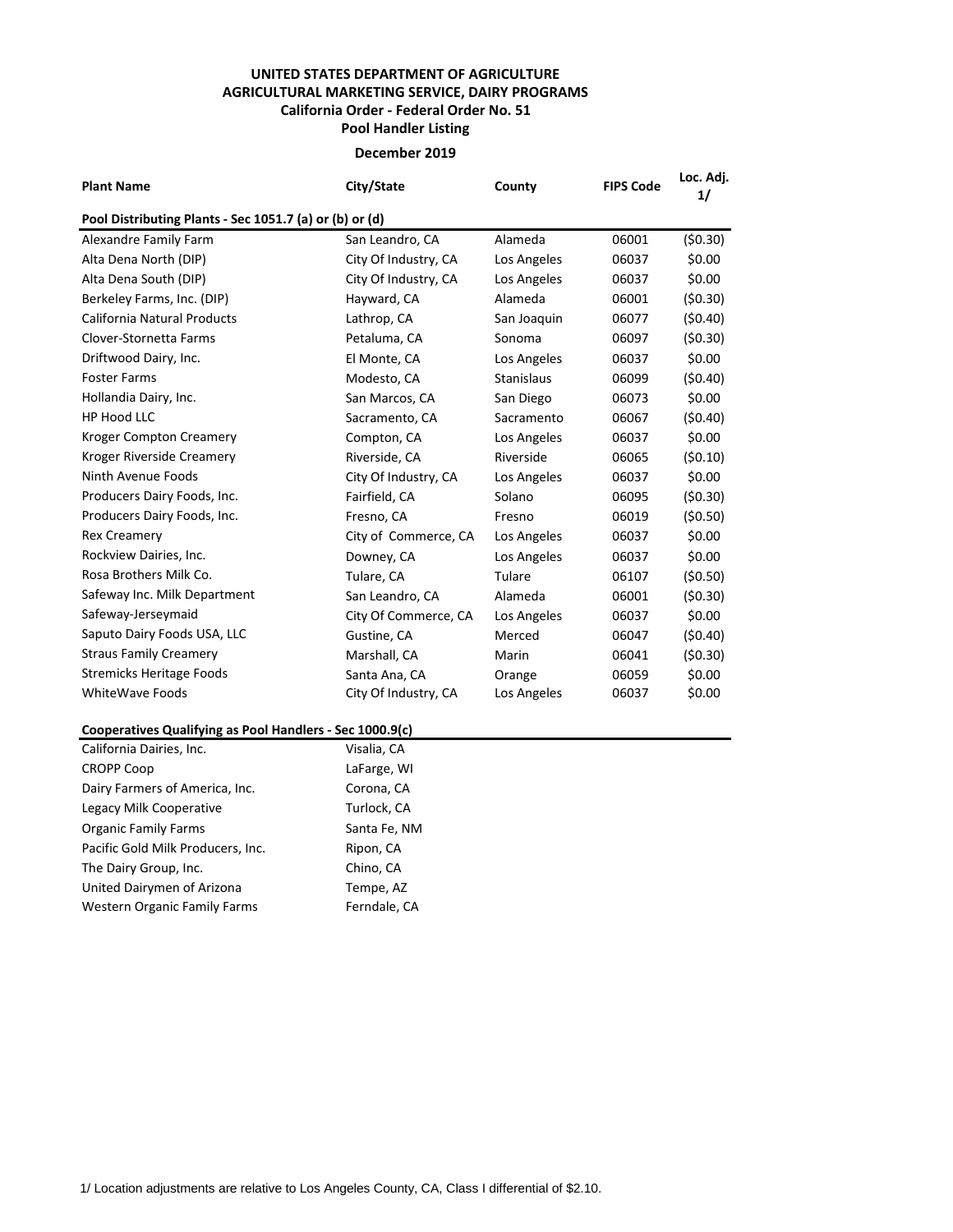**UNITED STATES DEPARTMENT OF AGRICULTURE**
**AGRICULTURAL MARKETING SERVICE, DAIRY PROGRAMS**
**California Order - Federal Order No. 51**
**Pool Handler Listing**

**December 2019**

| Plant Name | City/State | County | FIPS Code | Loc. Adj. 1/ |
|---|---|---|---|---|
| **Pool Distributing Plants - Sec 1051.7 (a) or (b) or (d)** | | | | |
| Alexandre Family Farm | San Leandro, CA | Alameda | 06001 | ($0.30) |
| Alta Dena North (DIP) | City Of Industry, CA | Los Angeles | 06037 | $0.00 |
| Alta Dena South (DIP) | City Of Industry, CA | Los Angeles | 06037 | $0.00 |
| Berkeley Farms, Inc. (DIP) | Hayward, CA | Alameda | 06001 | ($0.30) |
| California Natural Products | Lathrop, CA | San Joaquin | 06077 | ($0.40) |
| Clover-Stornetta Farms | Petaluma, CA | Sonoma | 06097 | ($0.30) |
| Driftwood Dairy, Inc. | El Monte, CA | Los Angeles | 06037 | $0.00 |
| Foster Farms | Modesto, CA | Stanislaus | 06099 | ($0.40) |
| Hollandia Dairy, Inc. | San Marcos, CA | San Diego | 06073 | $0.00 |
| HP Hood LLC | Sacramento, CA | Sacramento | 06067 | ($0.40) |
| Kroger Compton Creamery | Compton, CA | Los Angeles | 06037 | $0.00 |
| Kroger Riverside Creamery | Riverside, CA | Riverside | 06065 | ($0.10) |
| Ninth Avenue Foods | City Of Industry, CA | Los Angeles | 06037 | $0.00 |
| Producers Dairy Foods, Inc. | Fairfield, CA | Solano | 06095 | ($0.30) |
| Producers Dairy Foods, Inc. | Fresno, CA | Fresno | 06019 | ($0.50) |
| Rex Creamery | City of Commerce, CA | Los Angeles | 06037 | $0.00 |
| Rockview Dairies, Inc. | Downey, CA | Los Angeles | 06037 | $0.00 |
| Rosa Brothers Milk Co. | Tulare, CA | Tulare | 06107 | ($0.50) |
| Safeway Inc. Milk Department | San Leandro, CA | Alameda | 06001 | ($0.30) |
| Safeway-Jerseymaid | City Of Commerce, CA | Los Angeles | 06037 | $0.00 |
| Saputo Dairy Foods USA, LLC | Gustine, CA | Merced | 06047 | ($0.40) |
| Straus Family Creamery | Marshall, CA | Marin | 06041 | ($0.30) |
| Stremicks Heritage Foods | Santa Ana, CA | Orange | 06059 | $0.00 |
| WhiteWave Foods | City Of Industry, CA | Los Angeles | 06037 | $0.00 |

**Cooperatives Qualifying as Pool Handlers - Sec 1000.9(c)**

| | |
|---|---|
| California Dairies, Inc. | Visalia, CA |
| CROPP Coop | LaFarge, WI |
| Dairy Farmers of America, Inc. | Corona, CA |
| Legacy Milk Cooperative | Turlock, CA |
| Organic Family Farms | Santa Fe, NM |
| Pacific Gold Milk Producers, Inc. | Ripon, CA |
| The Dairy Group, Inc. | Chino, CA |
| United Dairymen of Arizona | Tempe, AZ |
| Western Organic Family Farms | Ferndale, CA |

1/ Location adjustments are relative to Los Angeles County, CA, Class I differential of $2.10.